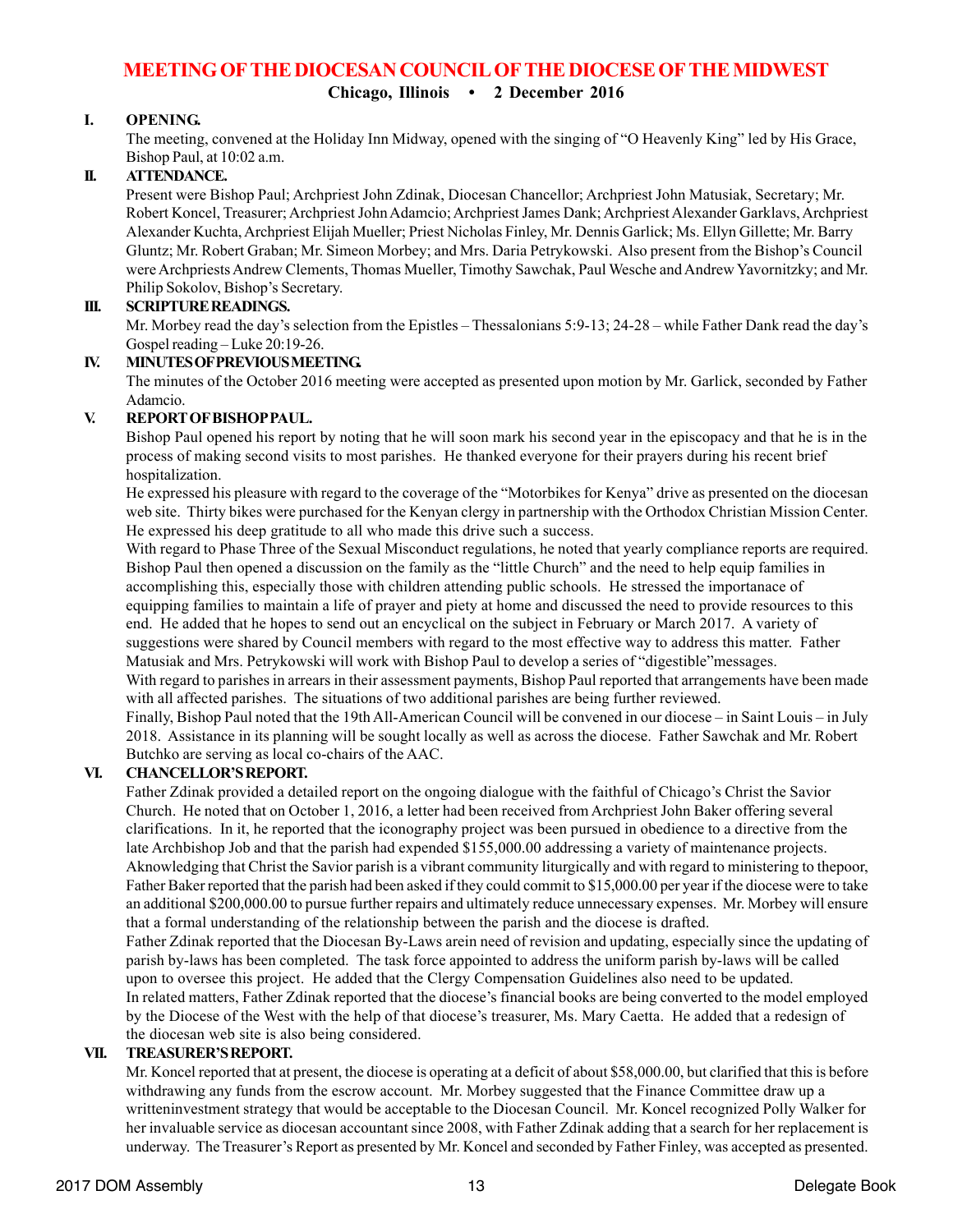# MEETING OF THE DIOCESAN COUNCIL OF THE DIOCESE OF THE MIDWEST

**Chicago, Illinois • 2 December 2016**

## I. OPENING.

The meeting, convened at the Holiday Inn Midway, opened with the singing of "O Heavenly King" led by His Grace, Bishop Paul, at 10:02 a.m.

## II. ATTENDANCE.

Present were Bishop Paul; Archpriest John Zdinak, Diocesan Chancellor; Archpriest John Matusiak, Secretary; Mr. Robert Koncel, Treasurer; Archpriest John Adamcio; Archpriest James Dank; Archpriest Alexander Garklavs, Archpriest Alexander Kuchta, Archpriest Elijah Mueller; Priest Nicholas Finley, Mr. Dennis Garlick; Ms. Ellyn Gillette; Mr. Barry Gluntz; Mr. Robert Graban; Mr. Simeon Morbey; and Mrs. Daria Petrykowski. Also present from the Bishop's Council were Archpriests Andrew Clements, Thomas Mueller, Timothy Sawchak, Paul Wesche and Andrew Yavornitzky; and Mr. Philip Sokolov, Bishop's Secretary.

## III. SCRIPTURE READINGS.

Mr. Morbey read the day's selection from the Epistles – Thessalonians 5:9-13; 24-28 – while Father Dank read the day's Gospel reading – Luke 20:19-26.

## IV. MINUTES OF PREVIOUS MEETING.

The minutes of the October 2016 meeting were accepted as presented upon motion by Mr. Garlick, seconded by Father Adamcio.

## V. REPORT OF BISHOP PAUL.

Bishop Paul opened his report by noting that he will soon mark his second year in the episcopacy and that he is in the process of making second visits to most parishes. He thanked everyone for their prayers during his recent brief hospitalization.

He expressed his pleasure with regard to the coverage of the "Motorbikes for Kenya" drive as presented on the diocesan web site. Thirty bikes were purchased for the Kenyan clergy in partnership with the Orthodox Christian Mission Center. He expressed his deep gratitude to all who made this drive such a success.

With regard to Phase Three of the Sexual Misconduct regulations, he noted that yearly compliance reports are required.

Bishop Paul then opened a discussion on the family as the "little Church" and the need to help equip families in accomplishing this, especially those with children attending public schools. He stressed the importanace of equipping families to maintain a life of prayer and piety at home and discussed the need to provide resources to this end. He added that he hopes to send out an encyclical on the subject in February or March 2017. A variety of suggestions were shared by Council members with regard to the most effective way to address this matter. Father Matusiak and Mrs. Petrykowski will work with Bishop Paul to develop a series of "digestible"messages.

With regard to parishes in arrears in their assessment payments, Bishop Paul reported that arrangements have been made with all affected parishes. The situations of two additional parishes are being further reviewed.

Finally, Bishop Paul noted that the 19th All-American Council will be convened in our diocese – in Saint Louis – in July 2018. Assistance in its planning will be sought locally as well as across the diocese. Father Sawchak and Mr. Robert Butchko are serving as local co-chairs of the AAC.

## VI. CHANCELLOR'S REPORT.

Father Zdinak provided a detailed report on the ongoing dialogue with the faithful of Chicago's Christ the Savior Church. He noted that on October 1, 2016, a letter had been received from Archpriest John Baker offering several clarifications. In it, he reported that the iconography project was been pursued in obedience to a directive from the late Archbishop Job and that the parish had expended $155,000.00 addressing a variety of maintenance projects. Aknowledging that Christ the Savior parish is a vibrant community liturgically and with regard to ministering to thepoor, Father Baker reported that the parish had been asked if they could commit to $15,000.00 per year if the diocese were to take an additional $200,000.00 to pursue further repairs and ultimately reduce unnecessary expenses. Mr. Morbey will ensure that a formal understanding of the relationship between the parish and the diocese is drafted.

Father Zdinak reported that the Diocesan By-Laws arein need of revision and updating, especially since the updating of parish by-laws has been completed. The task force appointed to address the uniform parish by-laws will be called upon to oversee this project. He added that the Clergy Compensation Guidelines also need to be updated.

In related matters, Father Zdinak reported that the diocese's financial books are being converted to the model employed by the Diocese of the West with the help of that diocese's treasurer, Ms. Mary Caetta. He added that a redesign of the diocesan web site is also being considered.

## VII. TREASURER'S REPORT.

Mr. Koncel reported that at present, the diocese is operating at a deficit of about $58,000.00, but clarified that this is before withdrawing any funds from the escrow account. Mr. Morbey suggested that the Finance Committee draw up a writteninvestment strategy that would be acceptable to the Diocesan Council. Mr. Koncel recognized Polly Walker for her invaluable service as diocesan accountant since 2008, with Father Zdinak adding that a search for her replacement is underway. The Treasurer's Report as presented by Mr. Koncel and seconded by Father Finley, was accepted as presented.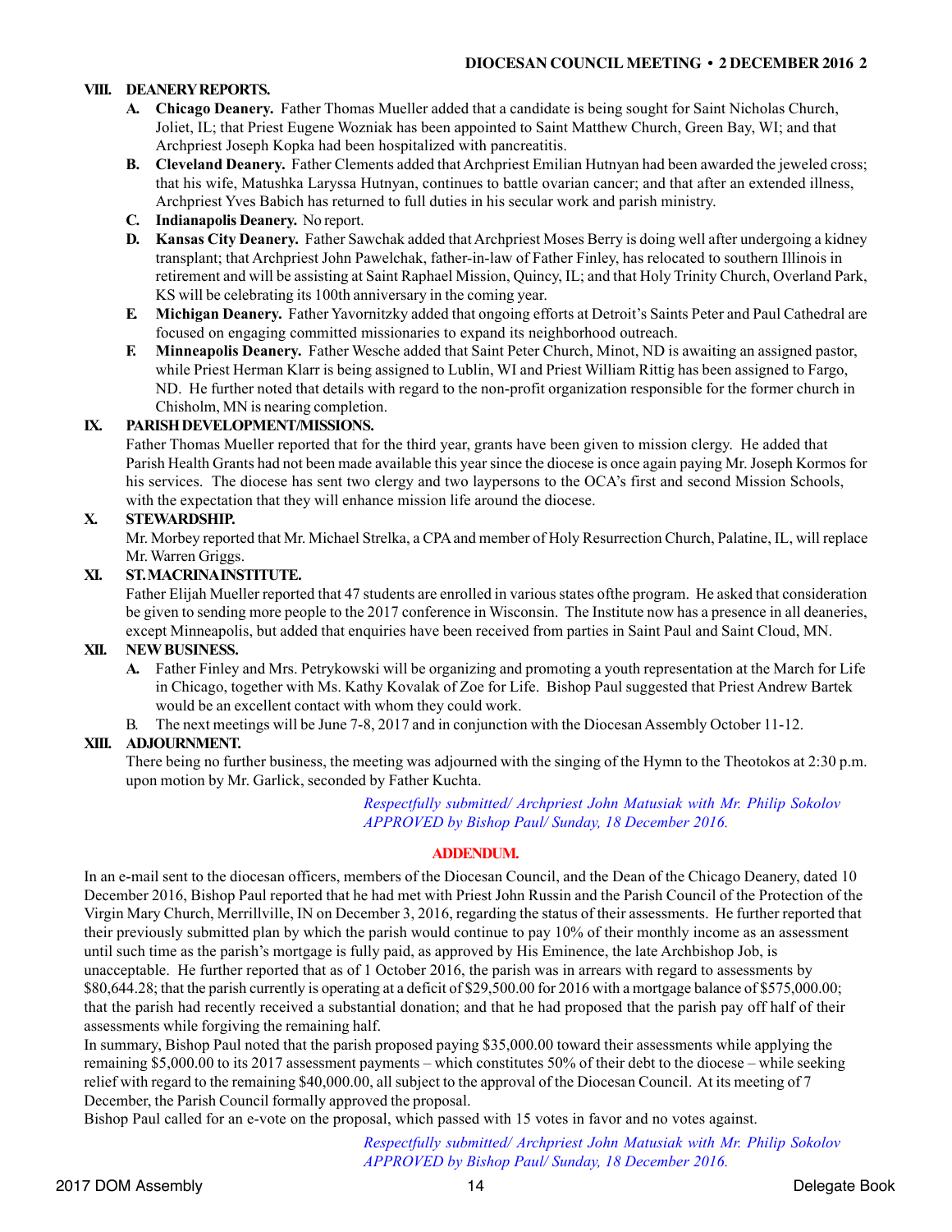### VIII. DEANERY REPORTS.

**A. Chicago Deanery.** Father Thomas Mueller added that a candidate is being sought for Saint Nicholas Church, Joliet, IL; that Priest Eugene Wozniak has been appointed to Saint Matthew Church, Green Bay, WI; and that Archpriest Joseph Kopka had been hospitalized with pancreatitis.

**B. Cleveland Deanery.** Father Clements added that Archpriest Emilian Hutnyan had been awarded the jeweled cross; that his wife, Matushka Laryssa Hutnyan, continues to battle ovarian cancer; and that after an extended illness, Archpriest Yves Babich has returned to full duties in his secular work and parish ministry.

**C. Indianapolis Deanery.** No report.

**D. Kansas City Deanery.** Father Sawchak added that Archpriest Moses Berry is doing well after undergoing a kidney transplant; that Archpriest John Pawelchak, father-in-law of Father Finley, has relocated to southern Illinois in retirement and will be assisting at Saint Raphael Mission, Quincy, IL; and that Holy Trinity Church, Overland Park, KS will be celebrating its 100th anniversary in the coming year.

**E. Michigan Deanery.** Father Yavornitzky added that ongoing efforts at Detroit's Saints Peter and Paul Cathedral are focused on engaging committed missionaries to expand its neighborhood outreach.

**F. Minneapolis Deanery.** Father Wesche added that Saint Peter Church, Minot, ND is awaiting an assigned pastor, while Priest Herman Klarr is being assigned to Lublin, WI and Priest William Rittig has been assigned to Fargo, ND. He further noted that details with regard to the non-profit organization responsible for the former church in Chisholm, MN is nearing completion.

### IX. PARISH DEVELOPMENT/MISSIONS.

Father Thomas Mueller reported that for the third year, grants have been given to mission clergy. He added that Parish Health Grants had not been made available this year since the diocese is once again paying Mr. Joseph Kormos for his services. The diocese has sent two clergy and two laypersons to the OCA's first and second Mission Schools, with the expectation that they will enhance mission life around the diocese.

### X. STEWARDSHIP.

Mr. Morbey reported that Mr. Michael Strelka, a CPA and member of Holy Resurrection Church, Palatine, IL, will replace Mr. Warren Griggs.

### XI. ST. MACRINA INSTITUTE.

Father Elijah Mueller reported that 47 students are enrolled in various states ofthe program. He asked that consideration be given to sending more people to the 2017 conference in Wisconsin. The Institute now has a presence in all deaneries, except Minneapolis, but added that enquiries have been received from parties in Saint Paul and Saint Cloud, MN.

### XII. NEW BUSINESS.

**A.** Father Finley and Mrs. Petrykowski will be organizing and promoting a youth representation at the March for Life in Chicago, together with Ms. Kathy Kovalak of Zoe for Life. Bishop Paul suggested that Priest Andrew Bartek would be an excellent contact with whom they could work.

B. The next meetings will be June 7-8, 2017 and in conjunction with the Diocesan Assembly October 11-12.

### XIII. ADJOURNMENT.

There being no further business, the meeting was adjourned with the singing of the Hymn to the Theotokos at 2:30 p.m. upon motion by Mr. Garlick, seconded by Father Kuchta.

*Respectfully submitted/ Archpriest John Matusiak with Mr. Philip Sokolov*
*APPROVED by Bishop Paul/ Sunday, 18 December 2016.*

**ADDENDUM.**

In an e-mail sent to the diocesan officers, members of the Diocesan Council, and the Dean of the Chicago Deanery, dated 10 December 2016, Bishop Paul reported that he had met with Priest John Russin and the Parish Council of the Protection of the Virgin Mary Church, Merrillville, IN on December 3, 2016, regarding the status of their assessments. He further reported that their previously submitted plan by which the parish would continue to pay 10% of their monthly income as an assessment until such time as the parish's mortgage is fully paid, as approved by His Eminence, the late Archbishop Job, is unacceptable. He further reported that as of 1 October 2016, the parish was in arrears with regard to assessments by \$80,644.28; that the parish currently is operating at a deficit of \$29,500.00 for 2016 with a mortgage balance of \$575,000.00; that the parish had recently received a substantial donation; and that he had proposed that the parish pay off half of their assessments while forgiving the remaining half.

In summary, Bishop Paul noted that the parish proposed paying \$35,000.00 toward their assessments while applying the remaining \$5,000.00 to its 2017 assessment payments – which constitutes 50% of their debt to the diocese – while seeking relief with regard to the remaining \$40,000.00, all subject to the approval of the Diocesan Council. At its meeting of 7 December, the Parish Council formally approved the proposal.

Bishop Paul called for an e-vote on the proposal, which passed with 15 votes in favor and no votes against.

*Respectfully submitted/ Archpriest John Matusiak with Mr. Philip Sokolov*
*APPROVED by Bishop Paul/ Sunday, 18 December 2016.*